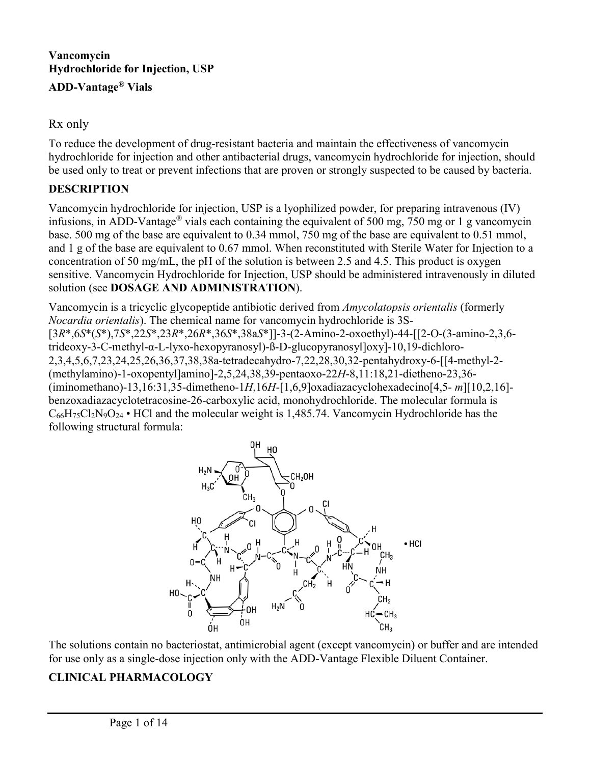**Vancomycin**
**Hydrochloride for Injection, USP**
**ADD-Vantage® Vials**

Rx only

To reduce the development of drug-resistant bacteria and maintain the effectiveness of vancomycin hydrochloride for injection and other antibacterial drugs, vancomycin hydrochloride for injection, should be used only to treat or prevent infections that are proven or strongly suspected to be caused by bacteria.

## DESCRIPTION

Vancomycin hydrochloride for injection, USP is a lyophilized powder, for preparing intravenous (IV) infusions, in ADD-Vantage® vials each containing the equivalent of 500 mg, 750 mg or 1 g vancomycin base. 500 mg of the base are equivalent to 0.34 mmol, 750 mg of the base are equivalent to 0.51 mmol, and 1 g of the base are equivalent to 0.67 mmol. When reconstituted with Sterile Water for Injection to a concentration of 50 mg/mL, the pH of the solution is between 2.5 and 4.5. This product is oxygen sensitive. Vancomycin Hydrochloride for Injection, USP should be administered intravenously in diluted solution (see **DOSAGE AND ADMINISTRATION**).

Vancomycin is a tricyclic glycopeptide antibiotic derived from *Amycolatopsis orientalis* (formerly *Nocardia orientalis*). The chemical name for vancomycin hydrochloride is 3S-[3*R**,6*S**(*S**),7*S**,22*S**,23*R**,26*R**,36*S**,38a*S**]]-3-(2-Amino-2-oxoethyl)-44-[[2-O-(3-amino-2,3,6-trideoxy-3-C-methyl-α-L-lyxo-hexopyranosyl)-ß-D-glucopyranosyl]oxy]-10,19-dichloro-2,3,4,5,6,7,23,24,25,26,36,37,38,38a-tetradecahydro-7,22,28,30,32-pentahydroxy-6-[[4-methyl-2-(methylamino)-1-oxopentyl]amino]-2,5,24,38,39-pentaoxo-22*H*-8,11:18,21-dietheno-23,36-(iminomethano)-13,16:31,35-dimetheno-1*H*,16*H*-[1,6,9]oxadiazacyclohexadecino[4,5- *m*][10,2,16]-benzoxadiazacyclotetracosine-26-carboxylic acid, monohydrochloride. The molecular formula is $C_{66}H_{75}Cl_2N_9O_{24}$ • HCl and the molecular weight is 1,485.74. Vancomycin Hydrochloride has the following structural formula:

The solutions contain no bacteriostat, antimicrobial agent (except vancomycin) or buffer and are intended for use only as a single-dose injection only with the ADD-Vantage Flexible Diluent Container.

## CLINICAL PHARMACOLOGY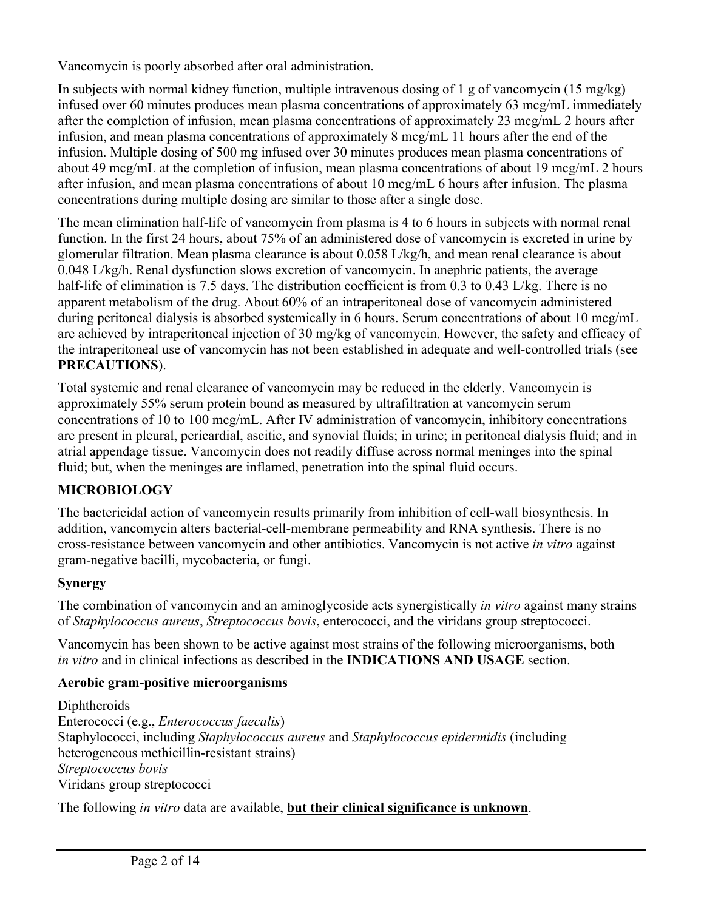Vancomycin is poorly absorbed after oral administration.

In subjects with normal kidney function, multiple intravenous dosing of 1 g of vancomycin (15 mg/kg) infused over 60 minutes produces mean plasma concentrations of approximately 63 mcg/mL immediately after the completion of infusion, mean plasma concentrations of approximately 23 mcg/mL 2 hours after infusion, and mean plasma concentrations of approximately 8 mcg/mL 11 hours after the end of the infusion. Multiple dosing of 500 mg infused over 30 minutes produces mean plasma concentrations of about 49 mcg/mL at the completion of infusion, mean plasma concentrations of about 19 mcg/mL 2 hours after infusion, and mean plasma concentrations of about 10 mcg/mL 6 hours after infusion. The plasma concentrations during multiple dosing are similar to those after a single dose.

The mean elimination half-life of vancomycin from plasma is 4 to 6 hours in subjects with normal renal function. In the first 24 hours, about 75% of an administered dose of vancomycin is excreted in urine by glomerular filtration. Mean plasma clearance is about 0.058 L/kg/h, and mean renal clearance is about 0.048 L/kg/h. Renal dysfunction slows excretion of vancomycin. In anephric patients, the average half-life of elimination is 7.5 days. The distribution coefficient is from 0.3 to 0.43 L/kg. There is no apparent metabolism of the drug. About 60% of an intraperitoneal dose of vancomycin administered during peritoneal dialysis is absorbed systemically in 6 hours. Serum concentrations of about 10 mcg/mL are achieved by intraperitoneal injection of 30 mg/kg of vancomycin. However, the safety and efficacy of the intraperitoneal use of vancomycin has not been established in adequate and well-controlled trials (see **PRECAUTIONS**).

Total systemic and renal clearance of vancomycin may be reduced in the elderly. Vancomycin is approximately 55% serum protein bound as measured by ultrafiltration at vancomycin serum concentrations of 10 to 100 mcg/mL. After IV administration of vancomycin, inhibitory concentrations are present in pleural, pericardial, ascitic, and synovial fluids; in urine; in peritoneal dialysis fluid; and in atrial appendage tissue. Vancomycin does not readily diffuse across normal meninges into the spinal fluid; but, when the meninges are inflamed, penetration into the spinal fluid occurs.

## MICROBIOLOGY

The bactericidal action of vancomycin results primarily from inhibition of cell-wall biosynthesis. In addition, vancomycin alters bacterial-cell-membrane permeability and RNA synthesis. There is no cross-resistance between vancomycin and other antibiotics. Vancomycin is not active *in vitro* against gram-negative bacilli, mycobacteria, or fungi.

### Synergy

The combination of vancomycin and an aminoglycoside acts synergistically *in vitro* against many strains of *Staphylococcus aureus*, *Streptococcus bovis*, enterococci, and the viridans group streptococci.

Vancomycin has been shown to be active against most strains of the following microorganisms, both *in vitro* and in clinical infections as described in the **INDICATIONS AND USAGE** section.

### Aerobic gram-positive microorganisms

Diphtheroids
Enterococci (e.g., *Enterococcus faecalis*)
Staphylococci, including *Staphylococcus aureus* and *Staphylococcus epidermidis* (including heterogeneous methicillin-resistant strains)
*Streptococcus bovis*
Viridans group streptococci

The following *in vitro* data are available, **but their clinical significance is unknown**.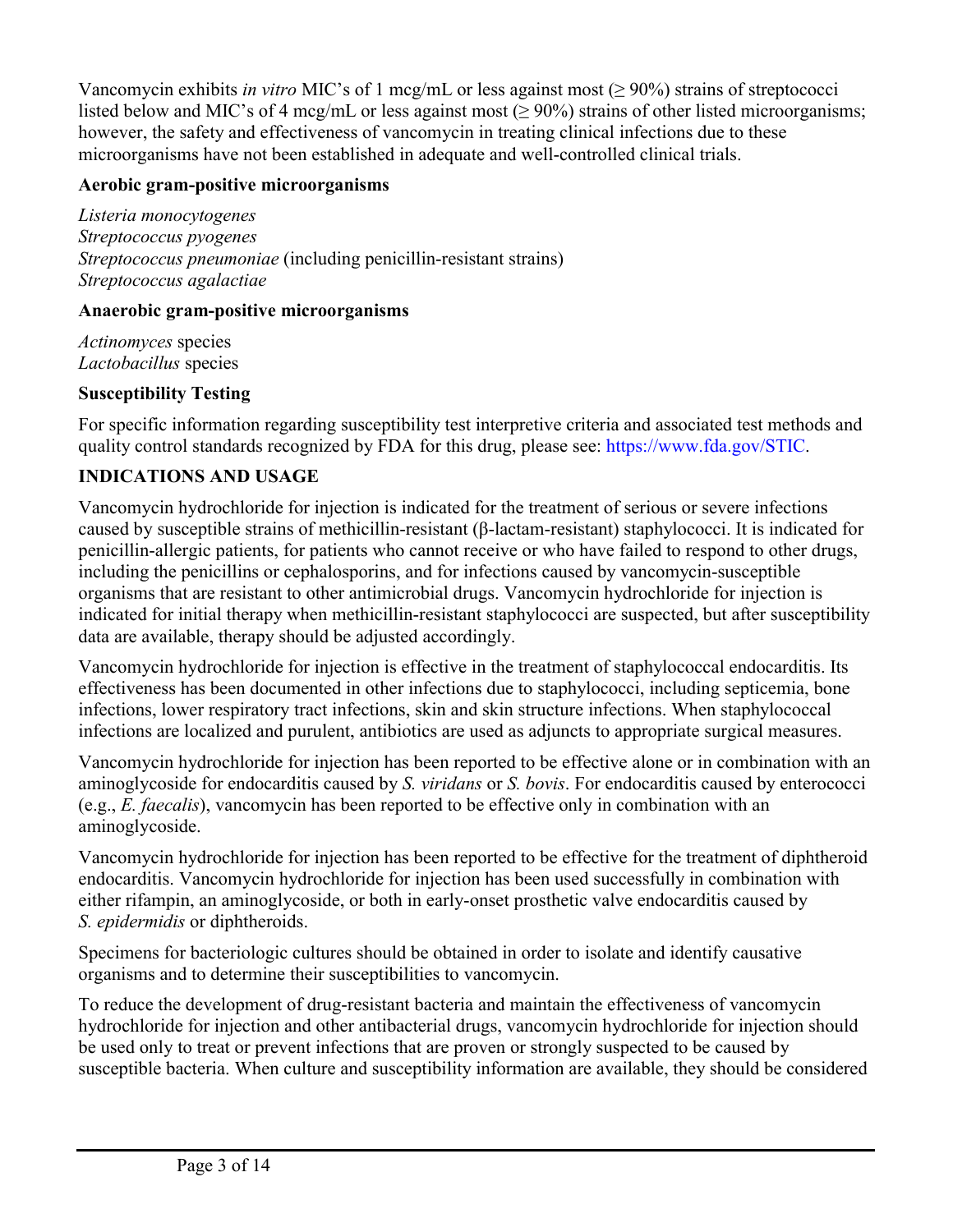Vancomycin exhibits *in vitro* MIC's of 1 mcg/mL or less against most (≥ 90%) strains of streptococci listed below and MIC's of 4 mcg/mL or less against most (≥ 90%) strains of other listed microorganisms; however, the safety and effectiveness of vancomycin in treating clinical infections due to these microorganisms have not been established in adequate and well-controlled clinical trials.

**Aerobic gram-positive microorganisms**

*Listeria monocytogenes*
*Streptococcus pyogenes*
*Streptococcus pneumoniae* (including penicillin-resistant strains)
*Streptococcus agalactiae*

**Anaerobic gram-positive microorganisms**

*Actinomyces* species
*Lactobacillus* species

**Susceptibility Testing**

For specific information regarding susceptibility test interpretive criteria and associated test methods and quality control standards recognized by FDA for this drug, please see: https://www.fda.gov/STIC.

## INDICATIONS AND USAGE

Vancomycin hydrochloride for injection is indicated for the treatment of serious or severe infections caused by susceptible strains of methicillin-resistant (β-lactam-resistant) staphylococci. It is indicated for penicillin-allergic patients, for patients who cannot receive or who have failed to respond to other drugs, including the penicillins or cephalosporins, and for infections caused by vancomycin-susceptible organisms that are resistant to other antimicrobial drugs. Vancomycin hydrochloride for injection is indicated for initial therapy when methicillin-resistant staphylococci are suspected, but after susceptibility data are available, therapy should be adjusted accordingly.

Vancomycin hydrochloride for injection is effective in the treatment of staphylococcal endocarditis. Its effectiveness has been documented in other infections due to staphylococci, including septicemia, bone infections, lower respiratory tract infections, skin and skin structure infections. When staphylococcal infections are localized and purulent, antibiotics are used as adjuncts to appropriate surgical measures.

Vancomycin hydrochloride for injection has been reported to be effective alone or in combination with an aminoglycoside for endocarditis caused by *S. viridans* or *S. bovis*. For endocarditis caused by enterococci (e.g., *E. faecalis*), vancomycin has been reported to be effective only in combination with an aminoglycoside.

Vancomycin hydrochloride for injection has been reported to be effective for the treatment of diphtheroid endocarditis. Vancomycin hydrochloride for injection has been used successfully in combination with either rifampin, an aminoglycoside, or both in early-onset prosthetic valve endocarditis caused by *S. epidermidis* or diphtheroids.

Specimens for bacteriologic cultures should be obtained in order to isolate and identify causative organisms and to determine their susceptibilities to vancomycin.

To reduce the development of drug-resistant bacteria and maintain the effectiveness of vancomycin hydrochloride for injection and other antibacterial drugs, vancomycin hydrochloride for injection should be used only to treat or prevent infections that are proven or strongly suspected to be caused by susceptible bacteria. When culture and susceptibility information are available, they should be considered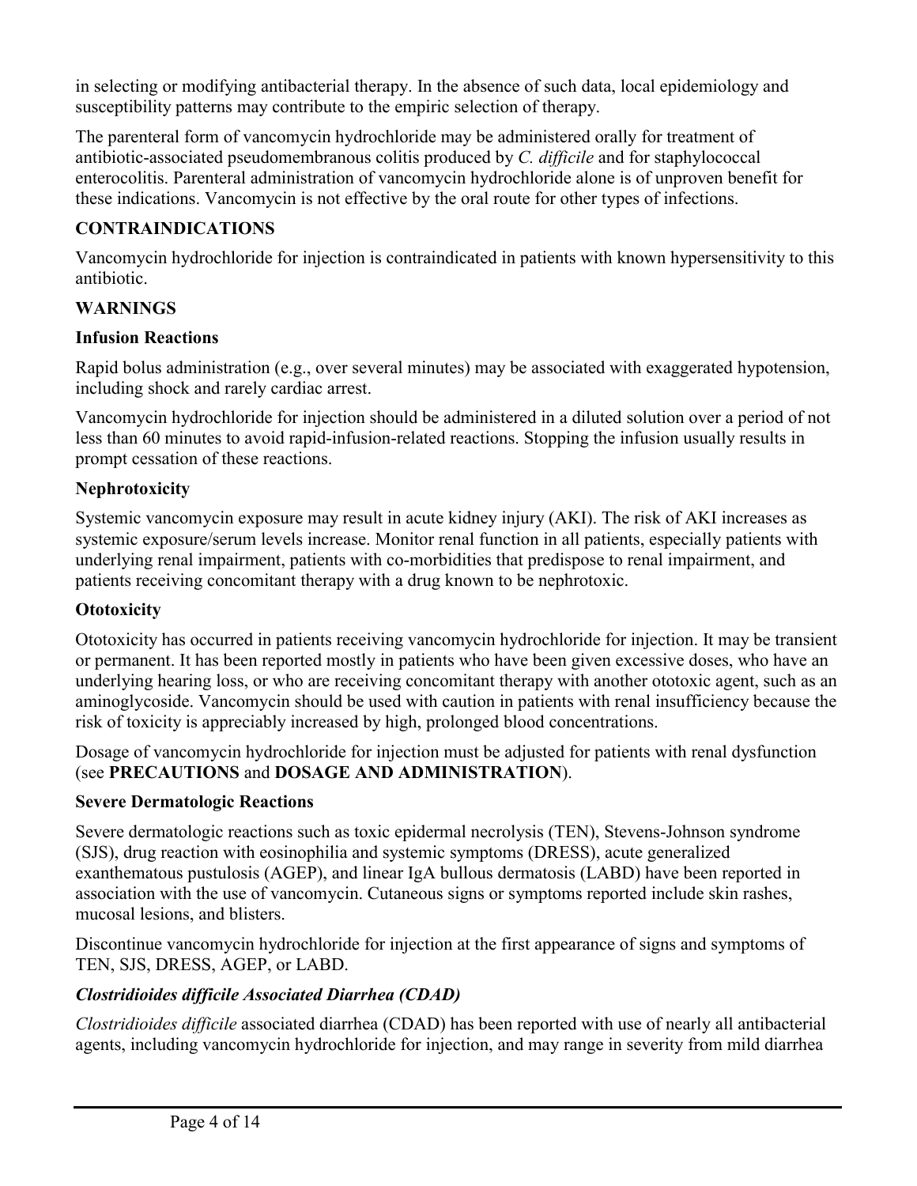in selecting or modifying antibacterial therapy. In the absence of such data, local epidemiology and susceptibility patterns may contribute to the empiric selection of therapy.

The parenteral form of vancomycin hydrochloride may be administered orally for treatment of antibiotic-associated pseudomembranous colitis produced by *C. difficile* and for staphylococcal enterocolitis. Parenteral administration of vancomycin hydrochloride alone is of unproven benefit for these indications. Vancomycin is not effective by the oral route for other types of infections.

## CONTRAINDICATIONS

Vancomycin hydrochloride for injection is contraindicated in patients with known hypersensitivity to this antibiotic.

## WARNINGS

### Infusion Reactions

Rapid bolus administration (e.g., over several minutes) may be associated with exaggerated hypotension, including shock and rarely cardiac arrest.

Vancomycin hydrochloride for injection should be administered in a diluted solution over a period of not less than 60 minutes to avoid rapid-infusion-related reactions. Stopping the infusion usually results in prompt cessation of these reactions.

### Nephrotoxicity

Systemic vancomycin exposure may result in acute kidney injury (AKI). The risk of AKI increases as systemic exposure/serum levels increase. Monitor renal function in all patients, especially patients with underlying renal impairment, patients with co-morbidities that predispose to renal impairment, and patients receiving concomitant therapy with a drug known to be nephrotoxic.

### Ototoxicity

Ototoxicity has occurred in patients receiving vancomycin hydrochloride for injection. It may be transient or permanent. It has been reported mostly in patients who have been given excessive doses, who have an underlying hearing loss, or who are receiving concomitant therapy with another ototoxic agent, such as an aminoglycoside. Vancomycin should be used with caution in patients with renal insufficiency because the risk of toxicity is appreciably increased by high, prolonged blood concentrations.

Dosage of vancomycin hydrochloride for injection must be adjusted for patients with renal dysfunction (see **PRECAUTIONS** and **DOSAGE AND ADMINISTRATION**).

### Severe Dermatologic Reactions

Severe dermatologic reactions such as toxic epidermal necrolysis (TEN), Stevens-Johnson syndrome (SJS), drug reaction with eosinophilia and systemic symptoms (DRESS), acute generalized exanthematous pustulosis (AGEP), and linear IgA bullous dermatosis (LABD) have been reported in association with the use of vancomycin. Cutaneous signs or symptoms reported include skin rashes, mucosal lesions, and blisters.

Discontinue vancomycin hydrochloride for injection at the first appearance of signs and symptoms of TEN, SJS, DRESS, AGEP, or LABD.

### *Clostridioides difficile Associated Diarrhea (CDAD)*

*Clostridioides difficile* associated diarrhea (CDAD) has been reported with use of nearly all antibacterial agents, including vancomycin hydrochloride for injection, and may range in severity from mild diarrhea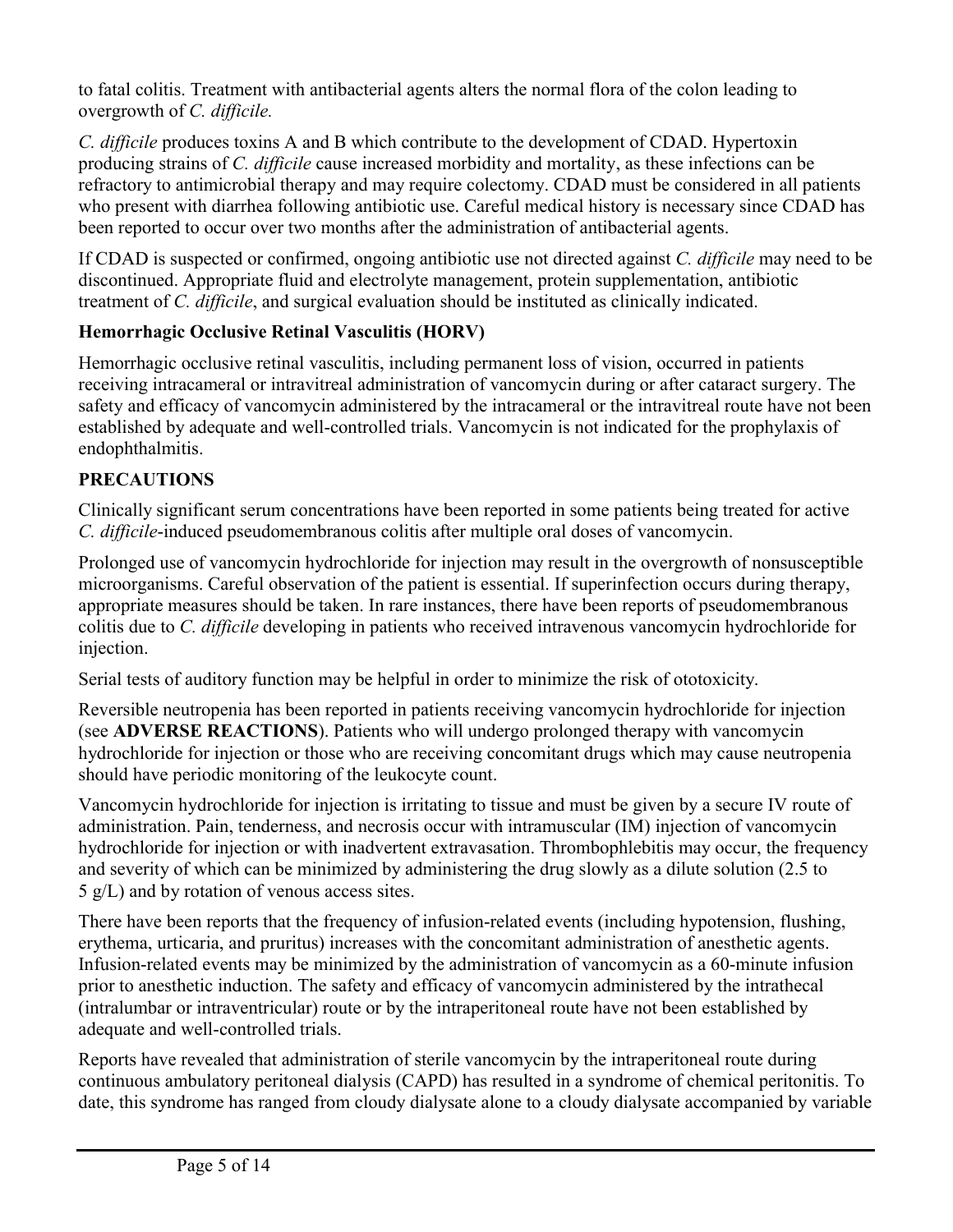to fatal colitis. Treatment with antibacterial agents alters the normal flora of the colon leading to overgrowth of *C. difficile.*

*C. difficile* produces toxins A and B which contribute to the development of CDAD. Hypertoxin producing strains of *C. difficile* cause increased morbidity and mortality, as these infections can be refractory to antimicrobial therapy and may require colectomy. CDAD must be considered in all patients who present with diarrhea following antibiotic use. Careful medical history is necessary since CDAD has been reported to occur over two months after the administration of antibacterial agents.

If CDAD is suspected or confirmed, ongoing antibiotic use not directed against *C. difficile* may need to be discontinued. Appropriate fluid and electrolyte management, protein supplementation, antibiotic treatment of *C. difficile*, and surgical evaluation should be instituted as clinically indicated.

**Hemorrhagic Occlusive Retinal Vasculitis (HORV)**

Hemorrhagic occlusive retinal vasculitis, including permanent loss of vision, occurred in patients receiving intracameral or intravitreal administration of vancomycin during or after cataract surgery. The safety and efficacy of vancomycin administered by the intracameral or the intravitreal route have not been established by adequate and well-controlled trials. Vancomycin is not indicated for the prophylaxis of endophthalmitis.

## PRECAUTIONS

Clinically significant serum concentrations have been reported in some patients being treated for active *C. difficile*-induced pseudomembranous colitis after multiple oral doses of vancomycin.

Prolonged use of vancomycin hydrochloride for injection may result in the overgrowth of nonsusceptible microorganisms. Careful observation of the patient is essential. If superinfection occurs during therapy, appropriate measures should be taken. In rare instances, there have been reports of pseudomembranous colitis due to *C. difficile* developing in patients who received intravenous vancomycin hydrochloride for injection.

Serial tests of auditory function may be helpful in order to minimize the risk of ototoxicity.

Reversible neutropenia has been reported in patients receiving vancomycin hydrochloride for injection (see **ADVERSE REACTIONS**). Patients who will undergo prolonged therapy with vancomycin hydrochloride for injection or those who are receiving concomitant drugs which may cause neutropenia should have periodic monitoring of the leukocyte count.

Vancomycin hydrochloride for injection is irritating to tissue and must be given by a secure IV route of administration. Pain, tenderness, and necrosis occur with intramuscular (IM) injection of vancomycin hydrochloride for injection or with inadvertent extravasation. Thrombophlebitis may occur, the frequency and severity of which can be minimized by administering the drug slowly as a dilute solution (2.5 to 5 g/L) and by rotation of venous access sites.

There have been reports that the frequency of infusion-related events (including hypotension, flushing, erythema, urticaria, and pruritus) increases with the concomitant administration of anesthetic agents. Infusion-related events may be minimized by the administration of vancomycin as a 60-minute infusion prior to anesthetic induction. The safety and efficacy of vancomycin administered by the intrathecal (intralumbar or intraventricular) route or by the intraperitoneal route have not been established by adequate and well-controlled trials.

Reports have revealed that administration of sterile vancomycin by the intraperitoneal route during continuous ambulatory peritoneal dialysis (CAPD) has resulted in a syndrome of chemical peritonitis. To date, this syndrome has ranged from cloudy dialysate alone to a cloudy dialysate accompanied by variable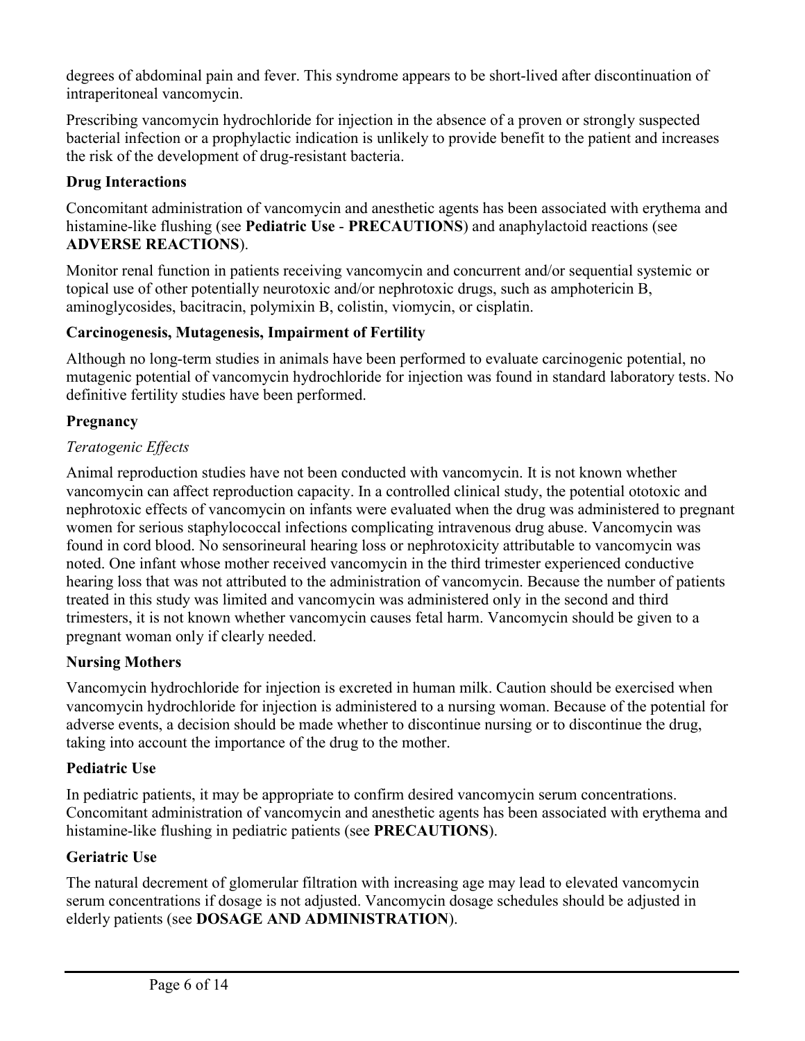degrees of abdominal pain and fever. This syndrome appears to be short-lived after discontinuation of intraperitoneal vancomycin.

Prescribing vancomycin hydrochloride for injection in the absence of a proven or strongly suspected bacterial infection or a prophylactic indication is unlikely to provide benefit to the patient and increases the risk of the development of drug-resistant bacteria.

**Drug Interactions**

Concomitant administration of vancomycin and anesthetic agents has been associated with erythema and histamine-like flushing (see **Pediatric Use** - **PRECAUTIONS**) and anaphylactoid reactions (see **ADVERSE REACTIONS**).

Monitor renal function in patients receiving vancomycin and concurrent and/or sequential systemic or topical use of other potentially neurotoxic and/or nephrotoxic drugs, such as amphotericin B, aminoglycosides, bacitracin, polymixin B, colistin, viomycin, or cisplatin.

**Carcinogenesis, Mutagenesis, Impairment of Fertility**

Although no long-term studies in animals have been performed to evaluate carcinogenic potential, no mutagenic potential of vancomycin hydrochloride for injection was found in standard laboratory tests. No definitive fertility studies have been performed.

**Pregnancy**

*Teratogenic Effects*

Animal reproduction studies have not been conducted with vancomycin. It is not known whether vancomycin can affect reproduction capacity. In a controlled clinical study, the potential ototoxic and nephrotoxic effects of vancomycin on infants were evaluated when the drug was administered to pregnant women for serious staphylococcal infections complicating intravenous drug abuse. Vancomycin was found in cord blood. No sensorineural hearing loss or nephrotoxicity attributable to vancomycin was noted. One infant whose mother received vancomycin in the third trimester experienced conductive hearing loss that was not attributed to the administration of vancomycin. Because the number of patients treated in this study was limited and vancomycin was administered only in the second and third trimesters, it is not known whether vancomycin causes fetal harm. Vancomycin should be given to a pregnant woman only if clearly needed.

**Nursing Mothers**

Vancomycin hydrochloride for injection is excreted in human milk. Caution should be exercised when vancomycin hydrochloride for injection is administered to a nursing woman. Because of the potential for adverse events, a decision should be made whether to discontinue nursing or to discontinue the drug, taking into account the importance of the drug to the mother.

**Pediatric Use**

In pediatric patients, it may be appropriate to confirm desired vancomycin serum concentrations. Concomitant administration of vancomycin and anesthetic agents has been associated with erythema and histamine-like flushing in pediatric patients (see **PRECAUTIONS**).

**Geriatric Use**

The natural decrement of glomerular filtration with increasing age may lead to elevated vancomycin serum concentrations if dosage is not adjusted. Vancomycin dosage schedules should be adjusted in elderly patients (see **DOSAGE AND ADMINISTRATION**).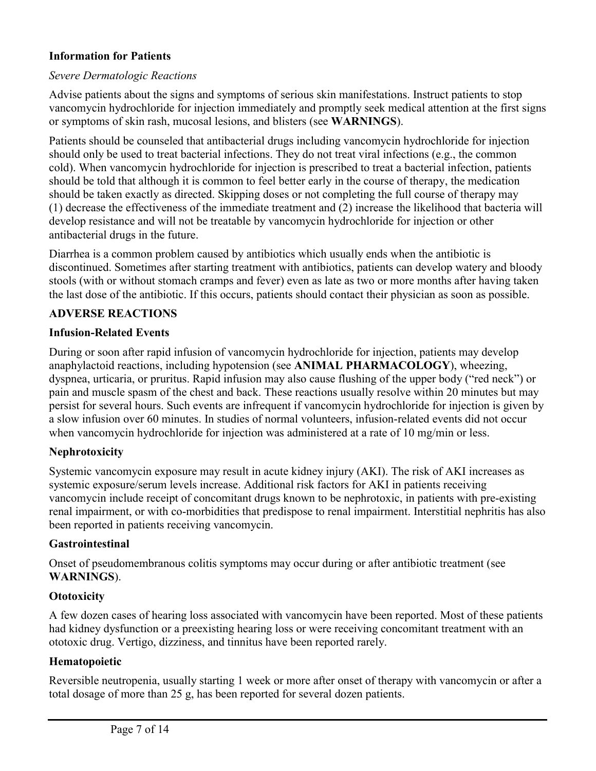### Information for Patients

*Severe Dermatologic Reactions*

Advise patients about the signs and symptoms of serious skin manifestations. Instruct patients to stop vancomycin hydrochloride for injection immediately and promptly seek medical attention at the first signs or symptoms of skin rash, mucosal lesions, and blisters (see **WARNINGS**).

Patients should be counseled that antibacterial drugs including vancomycin hydrochloride for injection should only be used to treat bacterial infections. They do not treat viral infections (e.g., the common cold). When vancomycin hydrochloride for injection is prescribed to treat a bacterial infection, patients should be told that although it is common to feel better early in the course of therapy, the medication should be taken exactly as directed. Skipping doses or not completing the full course of therapy may (1) decrease the effectiveness of the immediate treatment and (2) increase the likelihood that bacteria will develop resistance and will not be treatable by vancomycin hydrochloride for injection or other antibacterial drugs in the future.

Diarrhea is a common problem caused by antibiotics which usually ends when the antibiotic is discontinued. Sometimes after starting treatment with antibiotics, patients can develop watery and bloody stools (with or without stomach cramps and fever) even as late as two or more months after having taken the last dose of the antibiotic. If this occurs, patients should contact their physician as soon as possible.

## ADVERSE REACTIONS

### Infusion-Related Events

During or soon after rapid infusion of vancomycin hydrochloride for injection, patients may develop anaphylactoid reactions, including hypotension (see **ANIMAL PHARMACOLOGY**), wheezing, dyspnea, urticaria, or pruritus. Rapid infusion may also cause flushing of the upper body ("red neck") or pain and muscle spasm of the chest and back. These reactions usually resolve within 20 minutes but may persist for several hours. Such events are infrequent if vancomycin hydrochloride for injection is given by a slow infusion over 60 minutes. In studies of normal volunteers, infusion-related events did not occur when vancomycin hydrochloride for injection was administered at a rate of 10 mg/min or less.

### Nephrotoxicity

Systemic vancomycin exposure may result in acute kidney injury (AKI). The risk of AKI increases as systemic exposure/serum levels increase. Additional risk factors for AKI in patients receiving vancomycin include receipt of concomitant drugs known to be nephrotoxic, in patients with pre-existing renal impairment, or with co-morbidities that predispose to renal impairment. Interstitial nephritis has also been reported in patients receiving vancomycin.

### Gastrointestinal

Onset of pseudomembranous colitis symptoms may occur during or after antibiotic treatment (see **WARNINGS**).

### Ototoxicity

A few dozen cases of hearing loss associated with vancomycin have been reported. Most of these patients had kidney dysfunction or a preexisting hearing loss or were receiving concomitant treatment with an ototoxic drug. Vertigo, dizziness, and tinnitus have been reported rarely.

### Hematopoietic

Reversible neutropenia, usually starting 1 week or more after onset of therapy with vancomycin or after a total dosage of more than 25 g, has been reported for several dozen patients.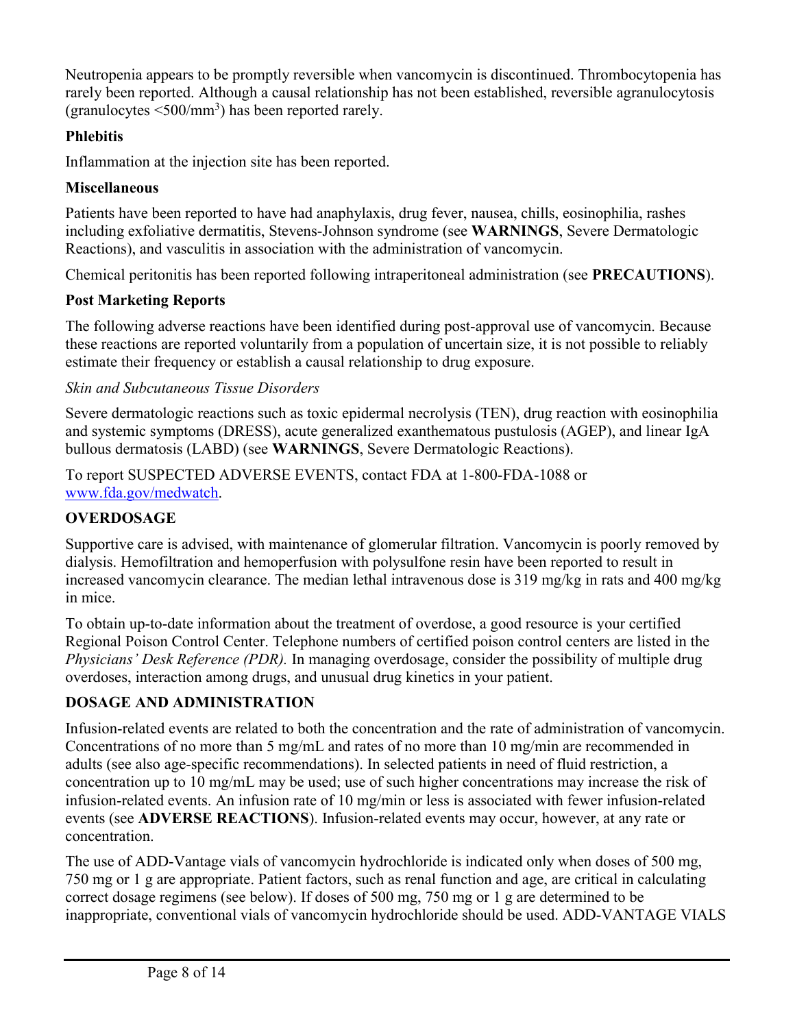Neutropenia appears to be promptly reversible when vancomycin is discontinued. Thrombocytopenia has rarely been reported. Although a causal relationship has not been established, reversible agranulocytosis (granulocytes <500/$mm^3$) has been reported rarely.

**Phlebitis**

Inflammation at the injection site has been reported.

**Miscellaneous**

Patients have been reported to have had anaphylaxis, drug fever, nausea, chills, eosinophilia, rashes including exfoliative dermatitis, Stevens-Johnson syndrome (see **WARNINGS**, Severe Dermatologic Reactions), and vasculitis in association with the administration of vancomycin.

Chemical peritonitis has been reported following intraperitoneal administration (see **PRECAUTIONS**).

**Post Marketing Reports**

The following adverse reactions have been identified during post-approval use of vancomycin. Because these reactions are reported voluntarily from a population of uncertain size, it is not possible to reliably estimate their frequency or establish a causal relationship to drug exposure.

*Skin and Subcutaneous Tissue Disorders*

Severe dermatologic reactions such as toxic epidermal necrolysis (TEN), drug reaction with eosinophilia and systemic symptoms (DRESS), acute generalized exanthematous pustulosis (AGEP), and linear IgA bullous dermatosis (LABD) (see **WARNINGS**, Severe Dermatologic Reactions).

To report SUSPECTED ADVERSE EVENTS, contact FDA at 1-800-FDA-1088 or www.fda.gov/medwatch.

## OVERDOSAGE

Supportive care is advised, with maintenance of glomerular filtration. Vancomycin is poorly removed by dialysis. Hemofiltration and hemoperfusion with polysulfone resin have been reported to result in increased vancomycin clearance. The median lethal intravenous dose is 319 mg/kg in rats and 400 mg/kg in mice.

To obtain up-to-date information about the treatment of overdose, a good resource is your certified Regional Poison Control Center. Telephone numbers of certified poison control centers are listed in the *Physicians' Desk Reference (PDR).* In managing overdosage, consider the possibility of multiple drug overdoses, interaction among drugs, and unusual drug kinetics in your patient.

## DOSAGE AND ADMINISTRATION

Infusion-related events are related to both the concentration and the rate of administration of vancomycin. Concentrations of no more than 5 mg/mL and rates of no more than 10 mg/min are recommended in adults (see also age-specific recommendations). In selected patients in need of fluid restriction, a concentration up to 10 mg/mL may be used; use of such higher concentrations may increase the risk of infusion-related events. An infusion rate of 10 mg/min or less is associated with fewer infusion-related events (see **ADVERSE REACTIONS**). Infusion-related events may occur, however, at any rate or concentration.

The use of ADD-Vantage vials of vancomycin hydrochloride is indicated only when doses of 500 mg, 750 mg or 1 g are appropriate. Patient factors, such as renal function and age, are critical in calculating correct dosage regimens (see below). If doses of 500 mg, 750 mg or 1 g are determined to be inappropriate, conventional vials of vancomycin hydrochloride should be used. ADD-VANTAGE VIALS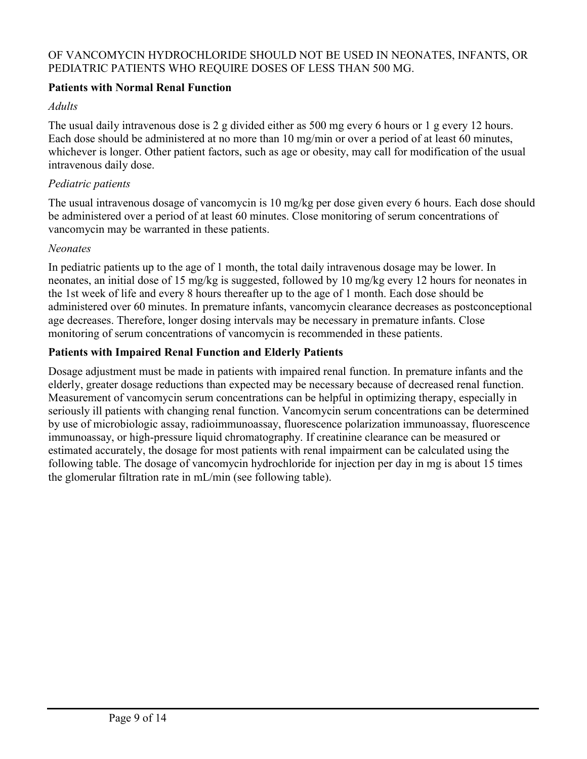OF VANCOMYCIN HYDROCHLORIDE SHOULD NOT BE USED IN NEONATES, INFANTS, OR PEDIATRIC PATIENTS WHO REQUIRE DOSES OF LESS THAN 500 MG.

**Patients with Normal Renal Function**

*Adults*

The usual daily intravenous dose is 2 g divided either as 500 mg every 6 hours or 1 g every 12 hours. Each dose should be administered at no more than 10 mg/min or over a period of at least 60 minutes, whichever is longer. Other patient factors, such as age or obesity, may call for modification of the usual intravenous daily dose.

*Pediatric patients*

The usual intravenous dosage of vancomycin is 10 mg/kg per dose given every 6 hours. Each dose should be administered over a period of at least 60 minutes. Close monitoring of serum concentrations of vancomycin may be warranted in these patients.

*Neonates*

In pediatric patients up to the age of 1 month, the total daily intravenous dosage may be lower. In neonates, an initial dose of 15 mg/kg is suggested, followed by 10 mg/kg every 12 hours for neonates in the 1st week of life and every 8 hours thereafter up to the age of 1 month. Each dose should be administered over 60 minutes. In premature infants, vancomycin clearance decreases as postconceptional age decreases. Therefore, longer dosing intervals may be necessary in premature infants. Close monitoring of serum concentrations of vancomycin is recommended in these patients.

**Patients with Impaired Renal Function and Elderly Patients**

Dosage adjustment must be made in patients with impaired renal function. In premature infants and the elderly, greater dosage reductions than expected may be necessary because of decreased renal function. Measurement of vancomycin serum concentrations can be helpful in optimizing therapy, especially in seriously ill patients with changing renal function. Vancomycin serum concentrations can be determined by use of microbiologic assay, radioimmunoassay, fluorescence polarization immunoassay, fluorescence immunoassay, or high-pressure liquid chromatography. If creatinine clearance can be measured or estimated accurately, the dosage for most patients with renal impairment can be calculated using the following table. The dosage of vancomycin hydrochloride for injection per day in mg is about 15 times the glomerular filtration rate in mL/min (see following table).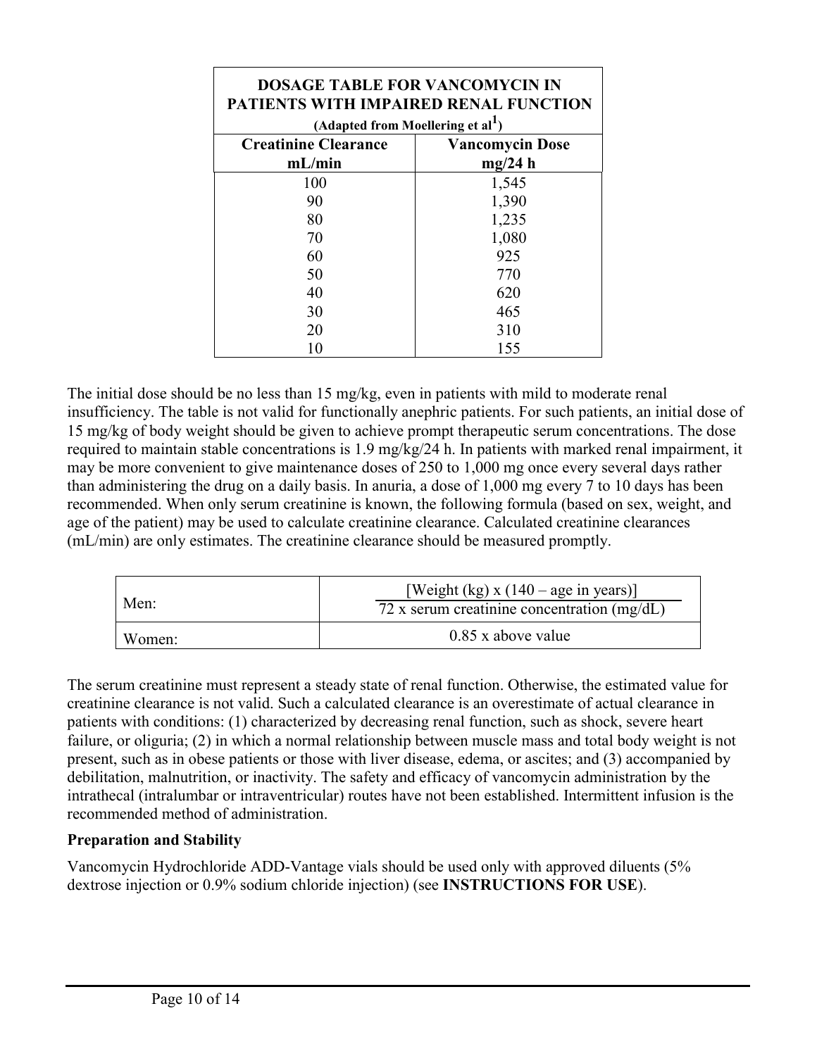| DOSAGE TABLE FOR VANCOMYCIN IN PATIENTS WITH IMPAIRED RENAL FUNCTION (Adapted from Moellering et al[1]) | |
|---|---|
| **Creatinine Clearance mL/min** | **Vancomycin Dose mg/24 h** |
| 100 | 1,545 |
| 90 | 1,390 |
| 80 | 1,235 |
| 70 | 1,080 |
| 60 | 925 |
| 50 | 770 |
| 40 | 620 |
| 30 | 465 |
| 20 | 310 |
| 10 | 155 |

The initial dose should be no less than 15 mg/kg, even in patients with mild to moderate renal insufficiency. The table is not valid for functionally anephric patients. For such patients, an initial dose of 15 mg/kg of body weight should be given to achieve prompt therapeutic serum concentrations. The dose required to maintain stable concentrations is 1.9 mg/kg/24 h. In patients with marked renal impairment, it may be more convenient to give maintenance doses of 250 to 1,000 mg once every several days rather than administering the drug on a daily basis. In anuria, a dose of 1,000 mg every 7 to 10 days has been recommended. When only serum creatinine is known, the following formula (based on sex, weight, and age of the patient) may be used to calculate creatinine clearance. Calculated creatinine clearances (mL/min) are only estimates. The creatinine clearance should be measured promptly.

| | |
|---|---|
| Men: | $\dfrac{[\text{Weight (kg)} \times (140 - \text{age in years})]}{72 \times \text{serum creatinine concentration (mg/dL)}}$ |
| Women: | 0.85 x above value |

The serum creatinine must represent a steady state of renal function. Otherwise, the estimated value for creatinine clearance is not valid. Such a calculated clearance is an overestimate of actual clearance in patients with conditions: (1) characterized by decreasing renal function, such as shock, severe heart failure, or oliguria; (2) in which a normal relationship between muscle mass and total body weight is not present, such as in obese patients or those with liver disease, edema, or ascites; and (3) accompanied by debilitation, malnutrition, or inactivity. The safety and efficacy of vancomycin administration by the intrathecal (intralumbar or intraventricular) routes have not been established. Intermittent infusion is the recommended method of administration.

**Preparation and Stability**

Vancomycin Hydrochloride ADD-Vantage vials should be used only with approved diluents (5% dextrose injection or 0.9% sodium chloride injection) (see **INSTRUCTIONS FOR USE**).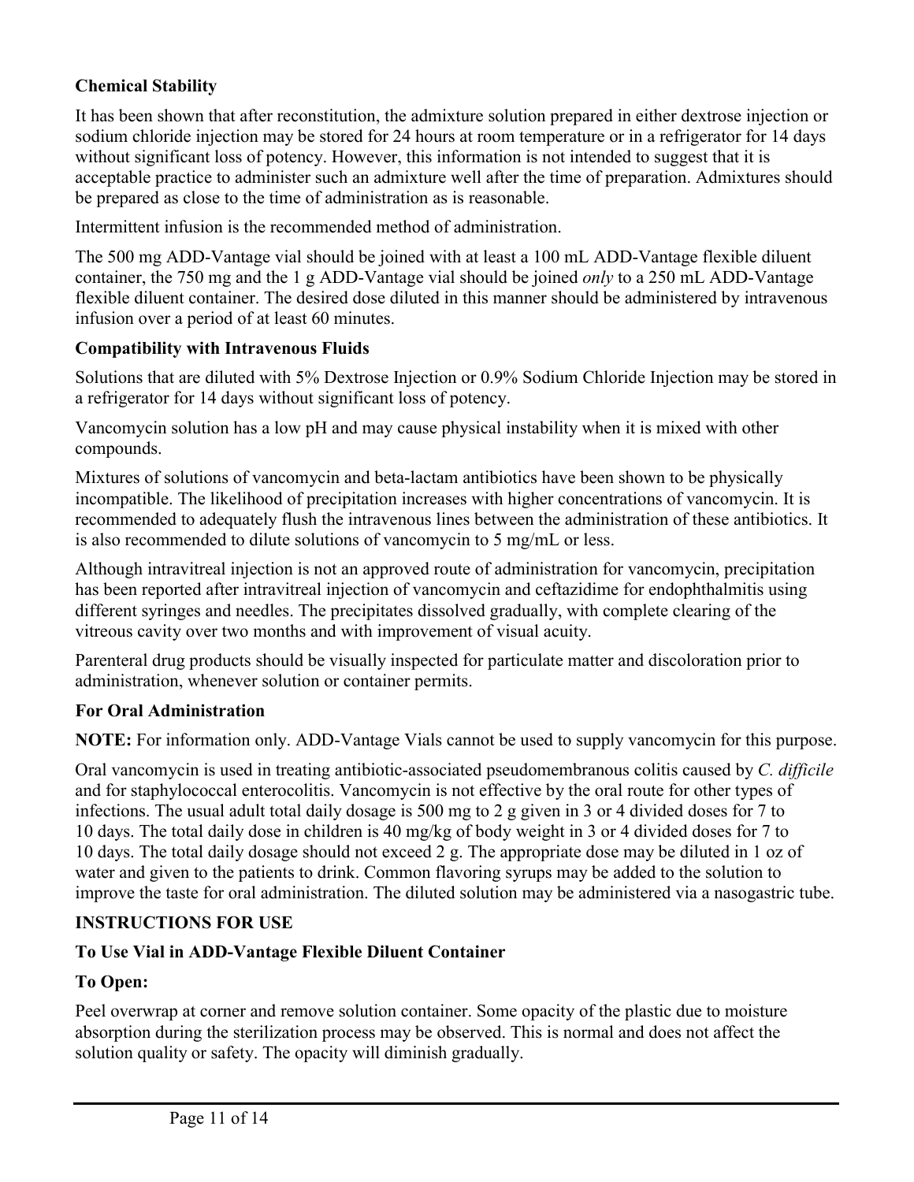**Chemical Stability**

It has been shown that after reconstitution, the admixture solution prepared in either dextrose injection or sodium chloride injection may be stored for 24 hours at room temperature or in a refrigerator for 14 days without significant loss of potency. However, this information is not intended to suggest that it is acceptable practice to administer such an admixture well after the time of preparation. Admixtures should be prepared as close to the time of administration as is reasonable.

Intermittent infusion is the recommended method of administration.

The 500 mg ADD-Vantage vial should be joined with at least a 100 mL ADD-Vantage flexible diluent container, the 750 mg and the 1 g ADD-Vantage vial should be joined *only* to a 250 mL ADD-Vantage flexible diluent container. The desired dose diluted in this manner should be administered by intravenous infusion over a period of at least 60 minutes.

**Compatibility with Intravenous Fluids**

Solutions that are diluted with 5% Dextrose Injection or 0.9% Sodium Chloride Injection may be stored in a refrigerator for 14 days without significant loss of potency.

Vancomycin solution has a low pH and may cause physical instability when it is mixed with other compounds.

Mixtures of solutions of vancomycin and beta-lactam antibiotics have been shown to be physically incompatible. The likelihood of precipitation increases with higher concentrations of vancomycin. It is recommended to adequately flush the intravenous lines between the administration of these antibiotics. It is also recommended to dilute solutions of vancomycin to 5 mg/mL or less.

Although intravitreal injection is not an approved route of administration for vancomycin, precipitation has been reported after intravitreal injection of vancomycin and ceftazidime for endophthalmitis using different syringes and needles. The precipitates dissolved gradually, with complete clearing of the vitreous cavity over two months and with improvement of visual acuity.

Parenteral drug products should be visually inspected for particulate matter and discoloration prior to administration, whenever solution or container permits.

**For Oral Administration**

**NOTE:** For information only. ADD-Vantage Vials cannot be used to supply vancomycin for this purpose.

Oral vancomycin is used in treating antibiotic-associated pseudomembranous colitis caused by *C. difficile* and for staphylococcal enterocolitis. Vancomycin is not effective by the oral route for other types of infections. The usual adult total daily dosage is 500 mg to 2 g given in 3 or 4 divided doses for 7 to 10 days. The total daily dose in children is 40 mg/kg of body weight in 3 or 4 divided doses for 7 to 10 days. The total daily dosage should not exceed 2 g. The appropriate dose may be diluted in 1 oz of water and given to the patients to drink. Common flavoring syrups may be added to the solution to improve the taste for oral administration. The diluted solution may be administered via a nasogastric tube.

**INSTRUCTIONS FOR USE**

**To Use Vial in ADD-Vantage Flexible Diluent Container**

**To Open:**

Peel overwrap at corner and remove solution container. Some opacity of the plastic due to moisture absorption during the sterilization process may be observed. This is normal and does not affect the solution quality or safety. The opacity will diminish gradually.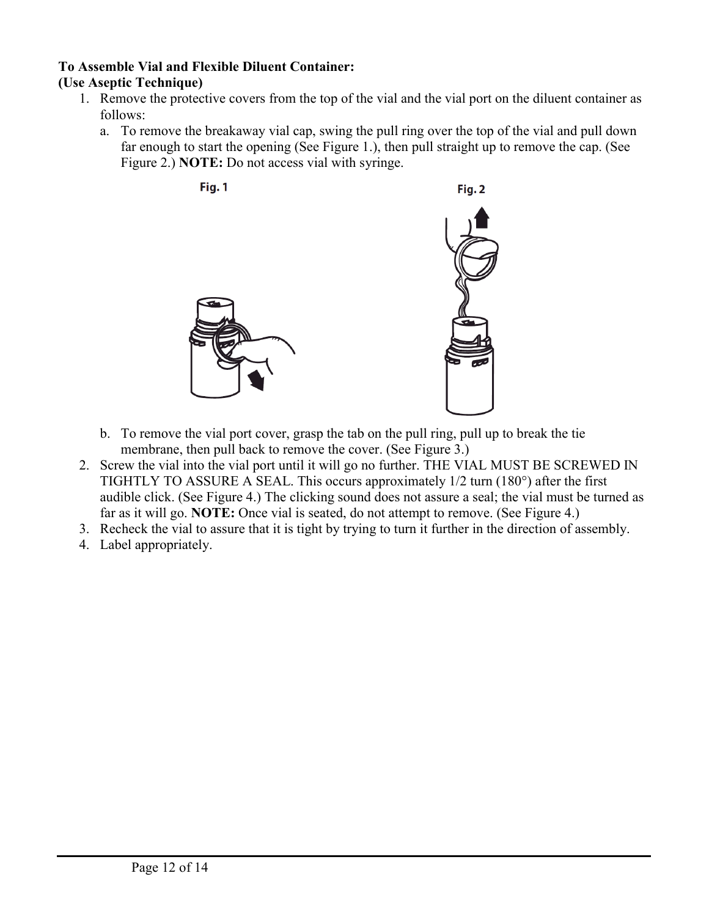**To Assemble Vial and Flexible Diluent Container:**
**(Use Aseptic Technique)**

1. Remove the protective covers from the top of the vial and the vial port on the diluent container as follows:
   a. To remove the breakaway vial cap, swing the pull ring over the top of the vial and pull down far enough to start the opening (See Figure 1.), then pull straight up to remove the cap. (See Figure 2.) **NOTE:** Do not access vial with syringe.

   Fig. 1

   Fig. 2

   b. To remove the vial port cover, grasp the tab on the pull ring, pull up to break the tie membrane, then pull back to remove the cover. (See Figure 3.)
2. Screw the vial into the vial port until it will go no further. THE VIAL MUST BE SCREWED IN TIGHTLY TO ASSURE A SEAL. This occurs approximately 1/2 turn (180°) after the first audible click. (See Figure 4.) The clicking sound does not assure a seal; the vial must be turned as far as it will go. **NOTE:** Once vial is seated, do not attempt to remove. (See Figure 4.)
3. Recheck the vial to assure that it is tight by trying to turn it further in the direction of assembly.
4. Label appropriately.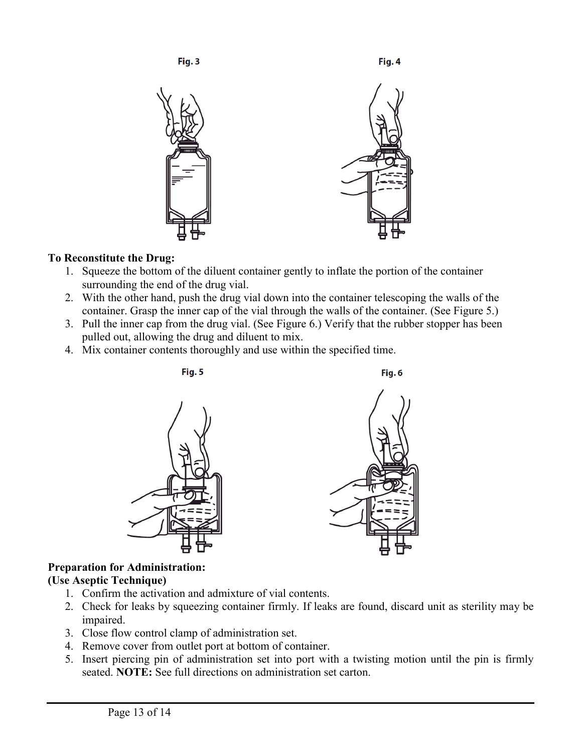Fig. 3

Fig. 4

**To Reconstitute the Drug:**

1. Squeeze the bottom of the diluent container gently to inflate the portion of the container surrounding the end of the drug vial.
2. With the other hand, push the drug vial down into the container telescoping the walls of the container. Grasp the inner cap of the vial through the walls of the container. (See Figure 5.)
3. Pull the inner cap from the drug vial. (See Figure 6.) Verify that the rubber stopper has been pulled out, allowing the drug and diluent to mix.
4. Mix container contents thoroughly and use within the specified time.

Fig. 5

Fig. 6

**Preparation for Administration:**
**(Use Aseptic Technique)**

1. Confirm the activation and admixture of vial contents.
2. Check for leaks by squeezing container firmly. If leaks are found, discard unit as sterility may be impaired.
3. Close flow control clamp of administration set.
4. Remove cover from outlet port at bottom of container.
5. Insert piercing pin of administration set into port with a twisting motion until the pin is firmly seated. **NOTE:** See full directions on administration set carton.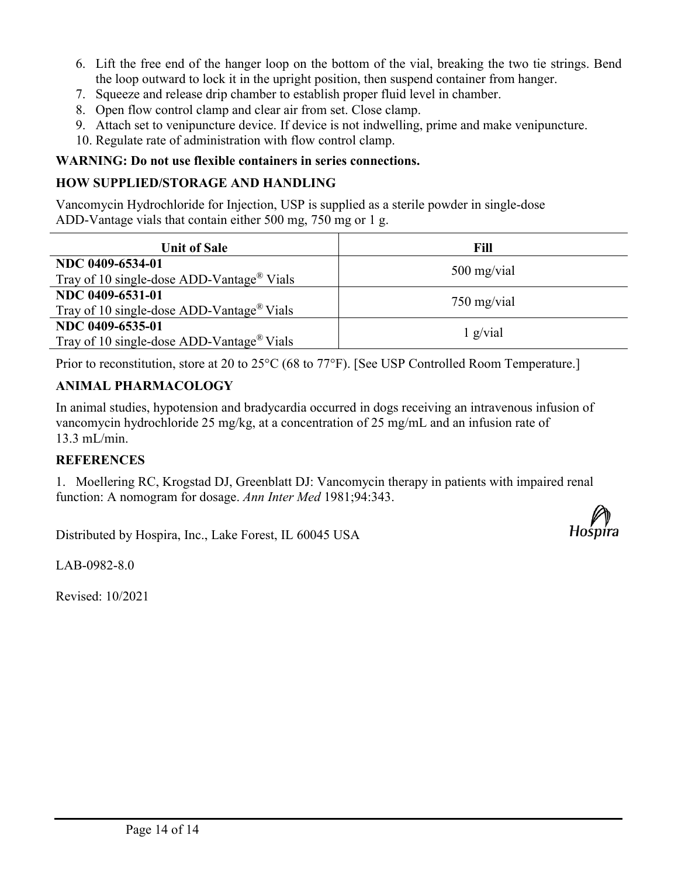6. Lift the free end of the hanger loop on the bottom of the vial, breaking the two tie strings. Bend the loop outward to lock it in the upright position, then suspend container from hanger.
7. Squeeze and release drip chamber to establish proper fluid level in chamber.
8. Open flow control clamp and clear air from set. Close clamp.
9. Attach set to venipuncture device. If device is not indwelling, prime and make venipuncture.
10. Regulate rate of administration with flow control clamp.

**WARNING: Do not use flexible containers in series connections.**

## HOW SUPPLIED/STORAGE AND HANDLING

Vancomycin Hydrochloride for Injection, USP is supplied as a sterile powder in single-dose ADD-Vantage vials that contain either 500 mg, 750 mg or 1 g.

| Unit of Sale | Fill |
|---|---|
| **NDC 0409-6534-01** Tray of 10 single-dose ADD-Vantage® Vials | 500 mg/vial |
| **NDC 0409-6531-01** Tray of 10 single-dose ADD-Vantage® Vials | 750 mg/vial |
| **NDC 0409-6535-01** Tray of 10 single-dose ADD-Vantage® Vials | 1 g/vial |

Prior to reconstitution, store at 20 to 25°C (68 to 77°F). [See USP Controlled Room Temperature.]

## ANIMAL PHARMACOLOGY

In animal studies, hypotension and bradycardia occurred in dogs receiving an intravenous infusion of vancomycin hydrochloride 25 mg/kg, at a concentration of 25 mg/mL and an infusion rate of 13.3 mL/min.

## REFERENCES

1. Moellering RC, Krogstad DJ, Greenblatt DJ: Vancomycin therapy in patients with impaired renal function: A nomogram for dosage. *Ann Inter Med* 1981;94:343.

Distributed by Hospira, Inc., Lake Forest, IL 60045 USA

LAB-0982-8.0

Revised: 10/2021